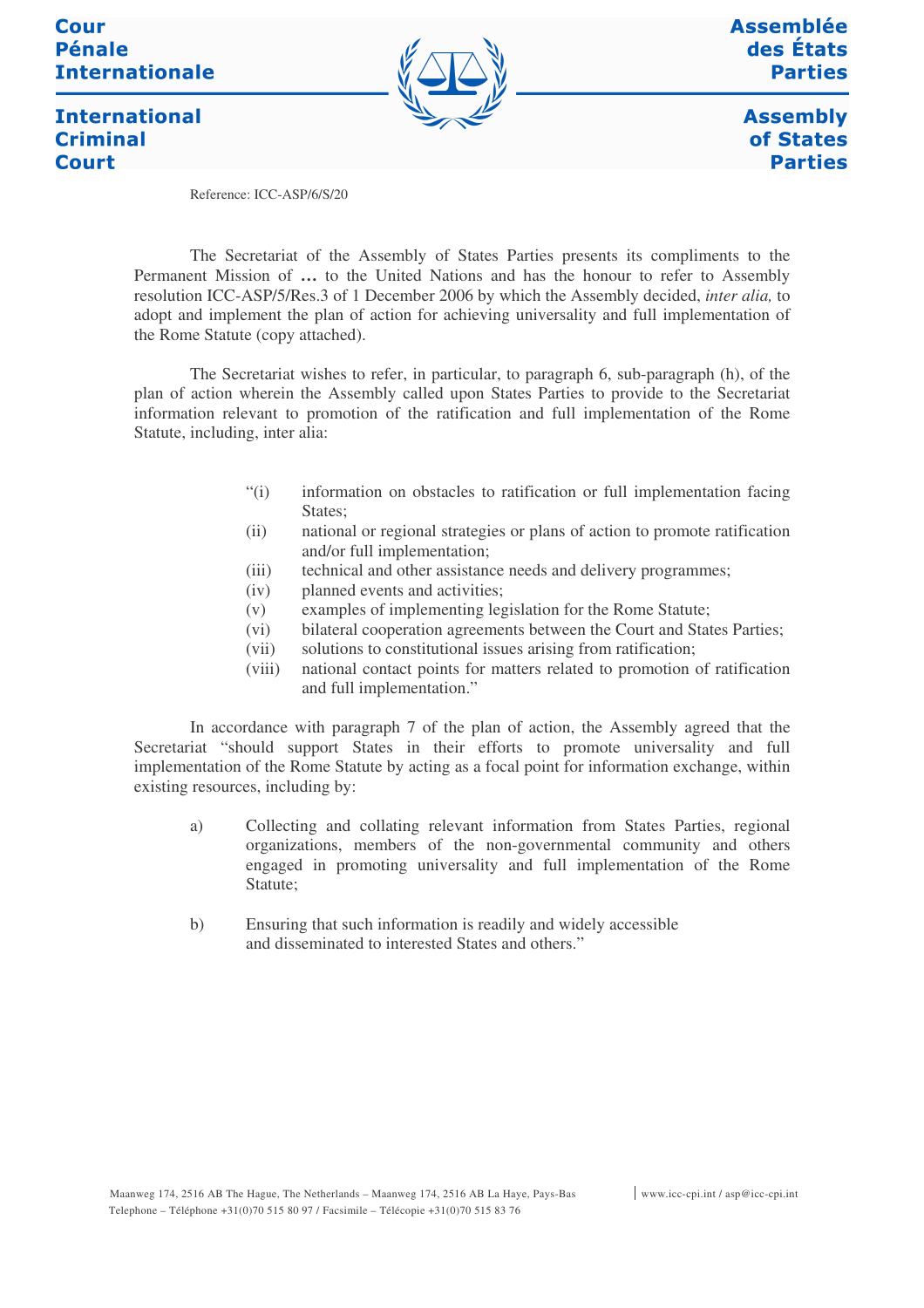Cour Pénale Internationale | Assemblée des États Parties

International Criminal Court | Assembly of States Parties

Reference: ICC-ASP/6/S/20

The Secretariat of the Assembly of States Parties presents its compliments to the Permanent Mission of **…** to the United Nations and has the honour to refer to Assembly resolution ICC-ASP/5/Res.3 of 1 December 2006 by which the Assembly decided, *inter alia,* to adopt and implement the plan of action for achieving universality and full implementation of the Rome Statute (copy attached).

The Secretariat wishes to refer, in particular, to paragraph 6, sub-paragraph (h), of the plan of action wherein the Assembly called upon States Parties to provide to the Secretariat information relevant to promotion of the ratification and full implementation of the Rome Statute, including, inter alia:

> "(i) information on obstacles to ratification or full implementation facing States;
>
> (ii) national or regional strategies or plans of action to promote ratification and/or full implementation;
>
> (iii) technical and other assistance needs and delivery programmes;
>
> (iv) planned events and activities;
>
> (v) examples of implementing legislation for the Rome Statute;
>
> (vi) bilateral cooperation agreements between the Court and States Parties;
>
> (vii) solutions to constitutional issues arising from ratification;
>
> (viii) national contact points for matters related to promotion of ratification and full implementation."

In accordance with paragraph 7 of the plan of action, the Assembly agreed that the Secretariat "should support States in their efforts to promote universality and full implementation of the Rome Statute by acting as a focal point for information exchange, within existing resources, including by:

> a) Collecting and collating relevant information from States Parties, regional organizations, members of the non-governmental community and others engaged in promoting universality and full implementation of the Rome Statute;
>
> b) Ensuring that such information is readily and widely accessible and disseminated to interested States and others."

Maanweg 174, 2516 AB The Hague, The Netherlands – Maanweg 174, 2516 AB La Haye, Pays-Bas | www.icc-cpi.int / asp@icc-cpi.int
Telephone – Téléphone +31(0)70 515 80 97 / Facsimile – Télécopie +31(0)70 515 83 76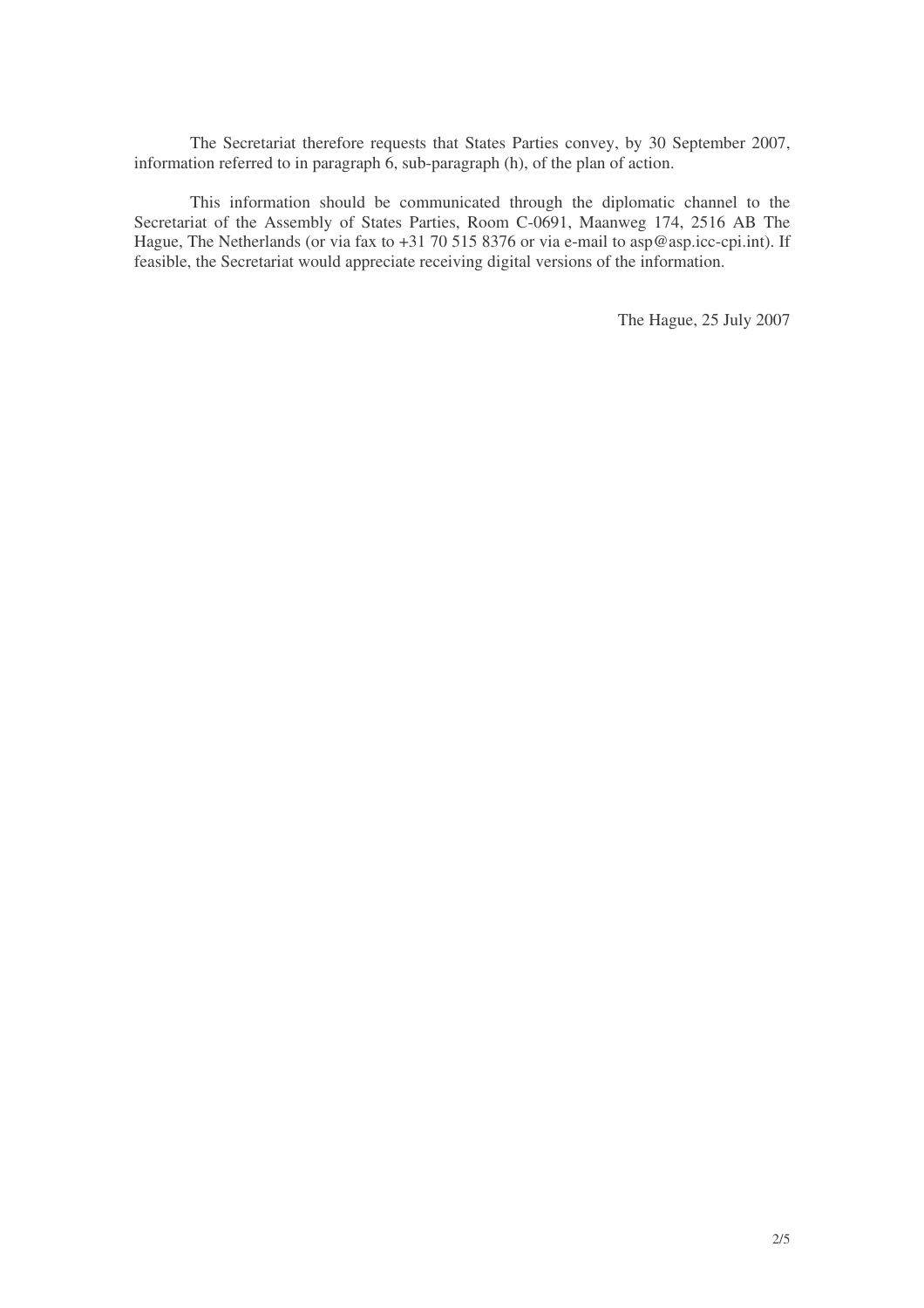The Secretariat therefore requests that States Parties convey, by 30 September 2007, information referred to in paragraph 6, sub-paragraph (h), of the plan of action.

This information should be communicated through the diplomatic channel to the Secretariat of the Assembly of States Parties, Room C-0691, Maanweg 174, 2516 AB The Hague, The Netherlands (or via fax to +31 70 515 8376 or via e-mail to asp@asp.icc-cpi.int). If feasible, the Secretariat would appreciate receiving digital versions of the information.

The Hague, 25 July 2007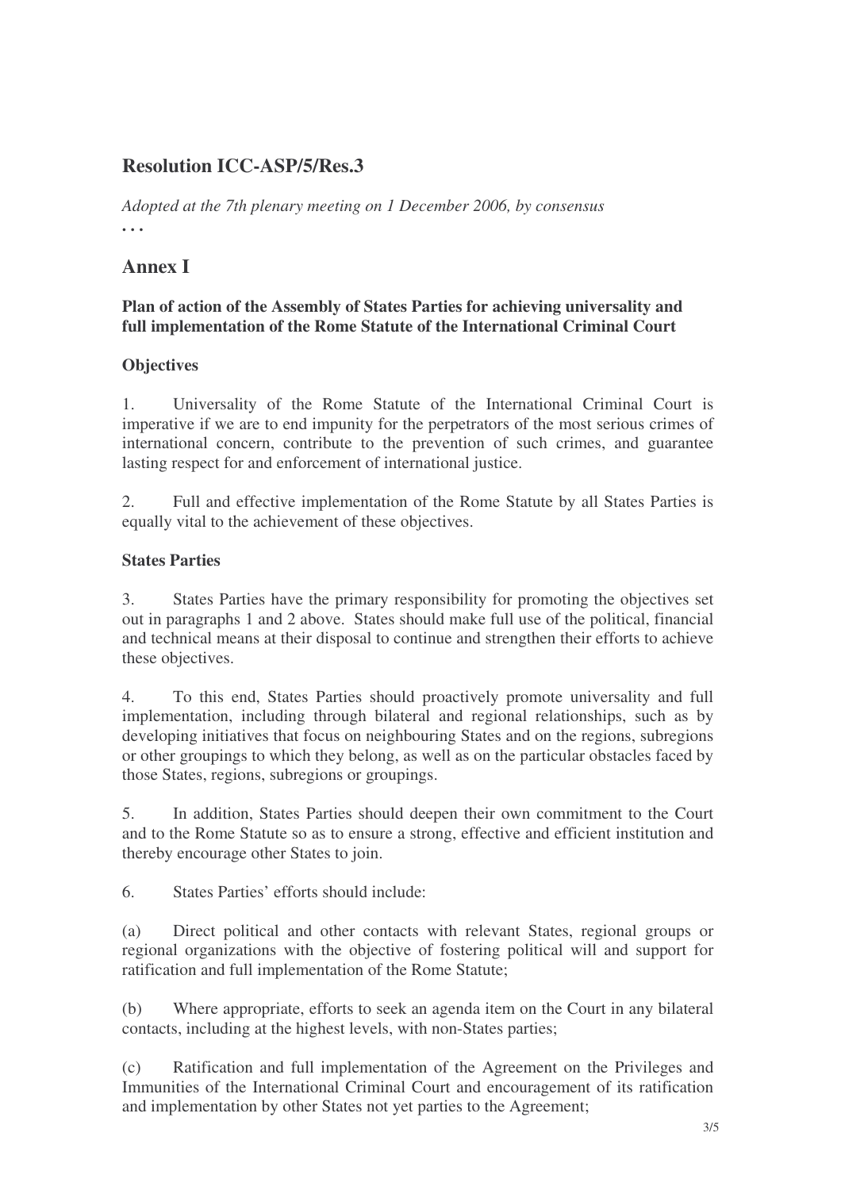## Resolution ICC-ASP/5/Res.3

*Adopted at the 7th plenary meeting on 1 December 2006, by consensus*

**. . .**

## Annex I

**Plan of action of the Assembly of States Parties for achieving universality and full implementation of the Rome Statute of the International Criminal Court**

**Objectives**

1. Universality of the Rome Statute of the International Criminal Court is imperative if we are to end impunity for the perpetrators of the most serious crimes of international concern, contribute to the prevention of such crimes, and guarantee lasting respect for and enforcement of international justice.

2. Full and effective implementation of the Rome Statute by all States Parties is equally vital to the achievement of these objectives.

**States Parties**

3. States Parties have the primary responsibility for promoting the objectives set out in paragraphs 1 and 2 above. States should make full use of the political, financial and technical means at their disposal to continue and strengthen their efforts to achieve these objectives.

4. To this end, States Parties should proactively promote universality and full implementation, including through bilateral and regional relationships, such as by developing initiatives that focus on neighbouring States and on the regions, subregions or other groupings to which they belong, as well as on the particular obstacles faced by those States, regions, subregions or groupings.

5. In addition, States Parties should deepen their own commitment to the Court and to the Rome Statute so as to ensure a strong, effective and efficient institution and thereby encourage other States to join.

6. States Parties' efforts should include:

(a) Direct political and other contacts with relevant States, regional groups or regional organizations with the objective of fostering political will and support for ratification and full implementation of the Rome Statute;

(b) Where appropriate, efforts to seek an agenda item on the Court in any bilateral contacts, including at the highest levels, with non-States parties;

(c) Ratification and full implementation of the Agreement on the Privileges and Immunities of the International Criminal Court and encouragement of its ratification and implementation by other States not yet parties to the Agreement;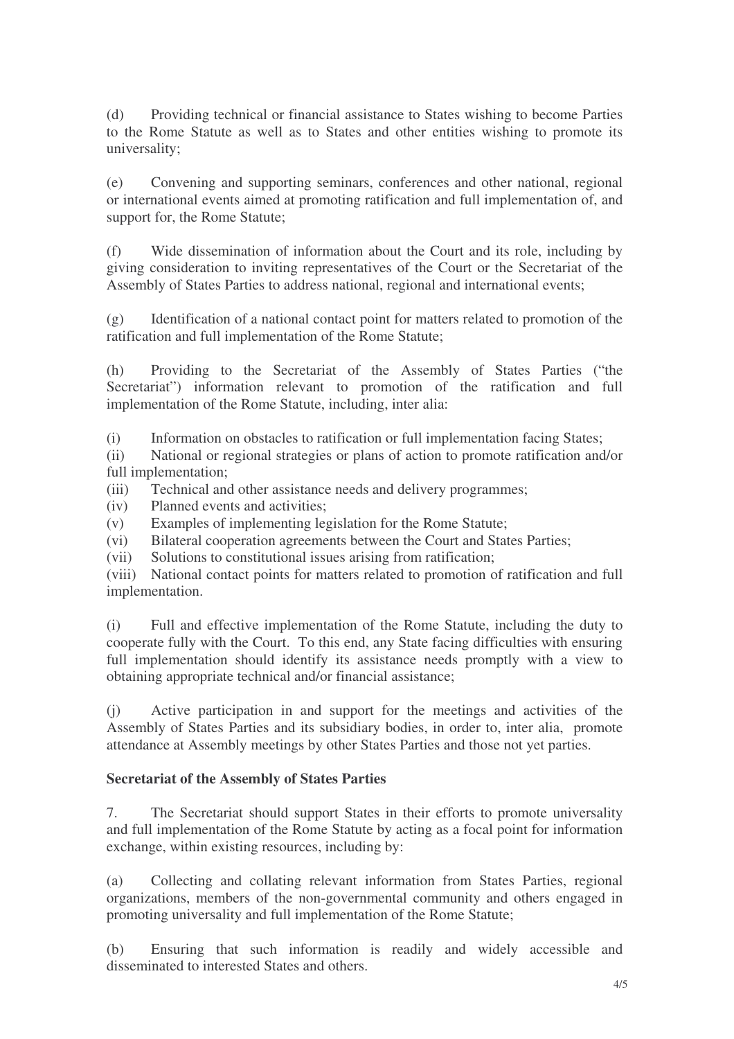(d) Providing technical or financial assistance to States wishing to become Parties to the Rome Statute as well as to States and other entities wishing to promote its universality;

(e) Convening and supporting seminars, conferences and other national, regional or international events aimed at promoting ratification and full implementation of, and support for, the Rome Statute;

(f) Wide dissemination of information about the Court and its role, including by giving consideration to inviting representatives of the Court or the Secretariat of the Assembly of States Parties to address national, regional and international events;

(g) Identification of a national contact point for matters related to promotion of the ratification and full implementation of the Rome Statute;

(h) Providing to the Secretariat of the Assembly of States Parties ("the Secretariat") information relevant to promotion of the ratification and full implementation of the Rome Statute, including, inter alia:

(i) Information on obstacles to ratification or full implementation facing States;
(ii) National or regional strategies or plans of action to promote ratification and/or full implementation;
(iii) Technical and other assistance needs and delivery programmes;
(iv) Planned events and activities;
(v) Examples of implementing legislation for the Rome Statute;
(vi) Bilateral cooperation agreements between the Court and States Parties;
(vii) Solutions to constitutional issues arising from ratification;
(viii) National contact points for matters related to promotion of ratification and full implementation.

(i) Full and effective implementation of the Rome Statute, including the duty to cooperate fully with the Court. To this end, any State facing difficulties with ensuring full implementation should identify its assistance needs promptly with a view to obtaining appropriate technical and/or financial assistance;

(j) Active participation in and support for the meetings and activities of the Assembly of States Parties and its subsidiary bodies, in order to, inter alia, promote attendance at Assembly meetings by other States Parties and those not yet parties.

**Secretariat of the Assembly of States Parties**

7. The Secretariat should support States in their efforts to promote universality and full implementation of the Rome Statute by acting as a focal point for information exchange, within existing resources, including by:

(a) Collecting and collating relevant information from States Parties, regional organizations, members of the non-governmental community and others engaged in promoting universality and full implementation of the Rome Statute;

(b) Ensuring that such information is readily and widely accessible and disseminated to interested States and others.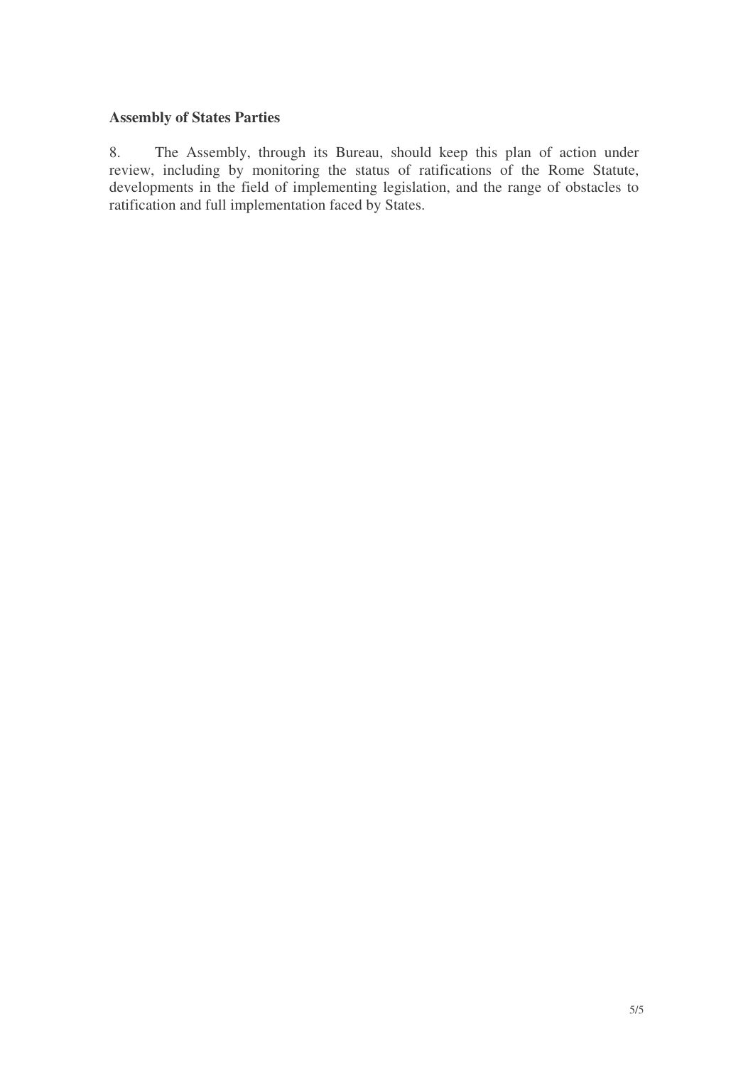**Assembly of States Parties**

8. The Assembly, through its Bureau, should keep this plan of action under review, including by monitoring the status of ratifications of the Rome Statute, developments in the field of implementing legislation, and the range of obstacles to ratification and full implementation faced by States.